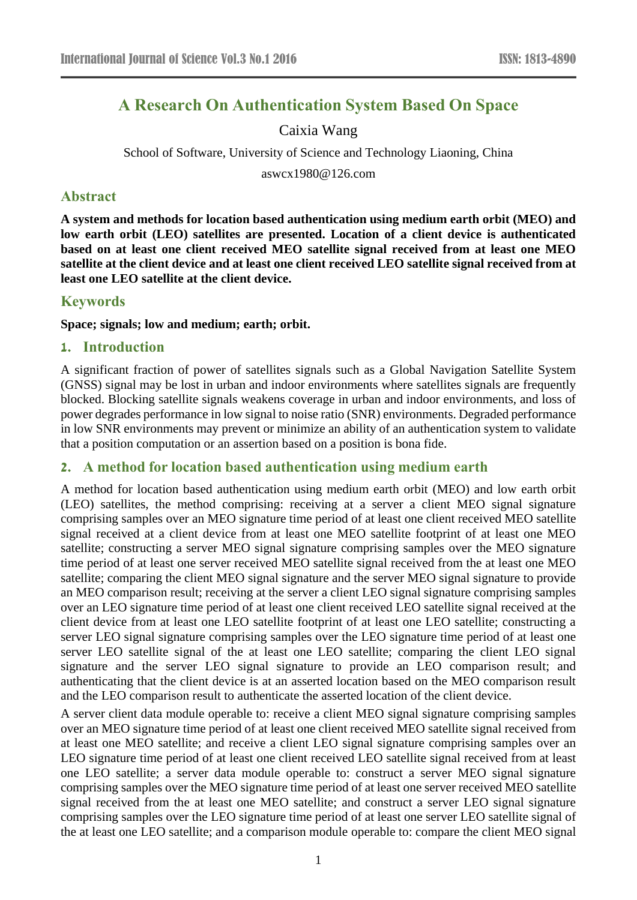# A Research On Authentication System Based On Space

Caixia Wang

School of Software, University of Science and Technology Liaoning, China

aswcx1980@126.com

## Abstract

**A system and methods for location based authentication using medium earth orbit (MEO) and low earth orbit (LEO) satellites are presented. Location of a client device is authenticated based on at least one client received MEO satellite signal received from at least one MEO satellite at the client device and at least one client received LEO satellite signal received from at least one LEO satellite at the client device.**

## Keywords

**Space; signals; low and medium; earth; orbit.**

## 1. Introduction

A significant fraction of power of satellites signals such as a Global Navigation Satellite System (GNSS) signal may be lost in urban and indoor environments where satellites signals are frequently blocked. Blocking satellite signals weakens coverage in urban and indoor environments, and loss of power degrades performance in low signal to noise ratio (SNR) environments. Degraded performance in low SNR environments may prevent or minimize an ability of an authentication system to validate that a position computation or an assertion based on a position is bona fide.

## 2. A method for location based authentication using medium earth

A method for location based authentication using medium earth orbit (MEO) and low earth orbit (LEO) satellites, the method comprising: receiving at a server a client MEO signal signature comprising samples over an MEO signature time period of at least one client received MEO satellite signal received at a client device from at least one MEO satellite footprint of at least one MEO satellite; constructing a server MEO signal signature comprising samples over the MEO signature time period of at least one server received MEO satellite signal received from the at least one MEO satellite; comparing the client MEO signal signature and the server MEO signal signature to provide an MEO comparison result; receiving at the server a client LEO signal signature comprising samples over an LEO signature time period of at least one client received LEO satellite signal received at the client device from at least one LEO satellite footprint of at least one LEO satellite; constructing a server LEO signal signature comprising samples over the LEO signature time period of at least one server LEO satellite signal of the at least one LEO satellite; comparing the client LEO signal signature and the server LEO signal signature to provide an LEO comparison result; and authenticating that the client device is at an asserted location based on the MEO comparison result and the LEO comparison result to authenticate the asserted location of the client device.

A server client data module operable to: receive a client MEO signal signature comprising samples over an MEO signature time period of at least one client received MEO satellite signal received from at least one MEO satellite; and receive a client LEO signal signature comprising samples over an LEO signature time period of at least one client received LEO satellite signal received from at least one LEO satellite; a server data module operable to: construct a server MEO signal signature comprising samples over the MEO signature time period of at least one server received MEO satellite signal received from the at least one MEO satellite; and construct a server LEO signal signature comprising samples over the LEO signature time period of at least one server LEO satellite signal of the at least one LEO satellite; and a comparison module operable to: compare the client MEO signal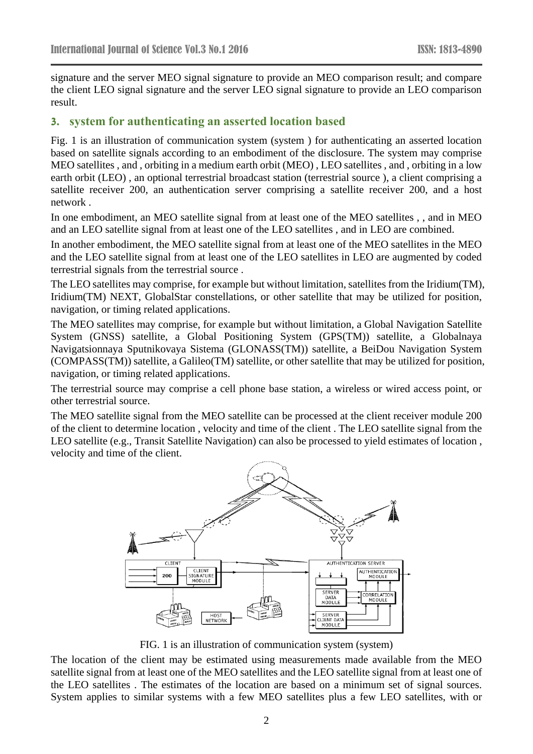signature and the server MEO signal signature to provide an MEO comparison result; and compare the client LEO signal signature and the server LEO signal signature to provide an LEO comparison result.

## 3. system for authenticating an asserted location based

Fig. 1 is an illustration of communication system (system ) for authenticating an asserted location based on satellite signals according to an embodiment of the disclosure. The system may comprise MEO satellites , and , orbiting in a medium earth orbit (MEO) , LEO satellites , and , orbiting in a low earth orbit (LEO) , an optional terrestrial broadcast station (terrestrial source ), a client comprising a satellite receiver 200, an authentication server comprising a satellite receiver 200, and a host network .

In one embodiment, an MEO satellite signal from at least one of the MEO satellites , , and in MEO and an LEO satellite signal from at least one of the LEO satellites , and in LEO are combined.

In another embodiment, the MEO satellite signal from at least one of the MEO satellites in the MEO and the LEO satellite signal from at least one of the LEO satellites in LEO are augmented by coded terrestrial signals from the terrestrial source .

The LEO satellites may comprise, for example but without limitation, satellites from the Iridium(TM), Iridium(TM) NEXT, GlobalStar constellations, or other satellite that may be utilized for position, navigation, or timing related applications.

The MEO satellites may comprise, for example but without limitation, a Global Navigation Satellite System (GNSS) satellite, a Global Positioning System (GPS(TM)) satellite, a Globalnaya Navigatsionnaya Sputnikovaya Sistema (GLONASS(TM)) satellite, a BeiDou Navigation System (COMPASS(TM)) satellite, a Galileo(TM) satellite, or other satellite that may be utilized for position, navigation, or timing related applications.

The terrestrial source may comprise a cell phone base station, a wireless or wired access point, or other terrestrial source.

The MEO satellite signal from the MEO satellite can be processed at the client receiver module 200 of the client to determine location , velocity and time of the client . The LEO satellite signal from the LEO satellite (e.g., Transit Satellite Navigation) can also be processed to yield estimates of location , velocity and time of the client.

FIG. 1 is an illustration of communication system (system)

The location of the client may be estimated using measurements made available from the MEO satellite signal from at least one of the MEO satellites and the LEO satellite signal from at least one of the LEO satellites . The estimates of the location are based on a minimum set of signal sources. System applies to similar systems with a few MEO satellites plus a few LEO satellites, with or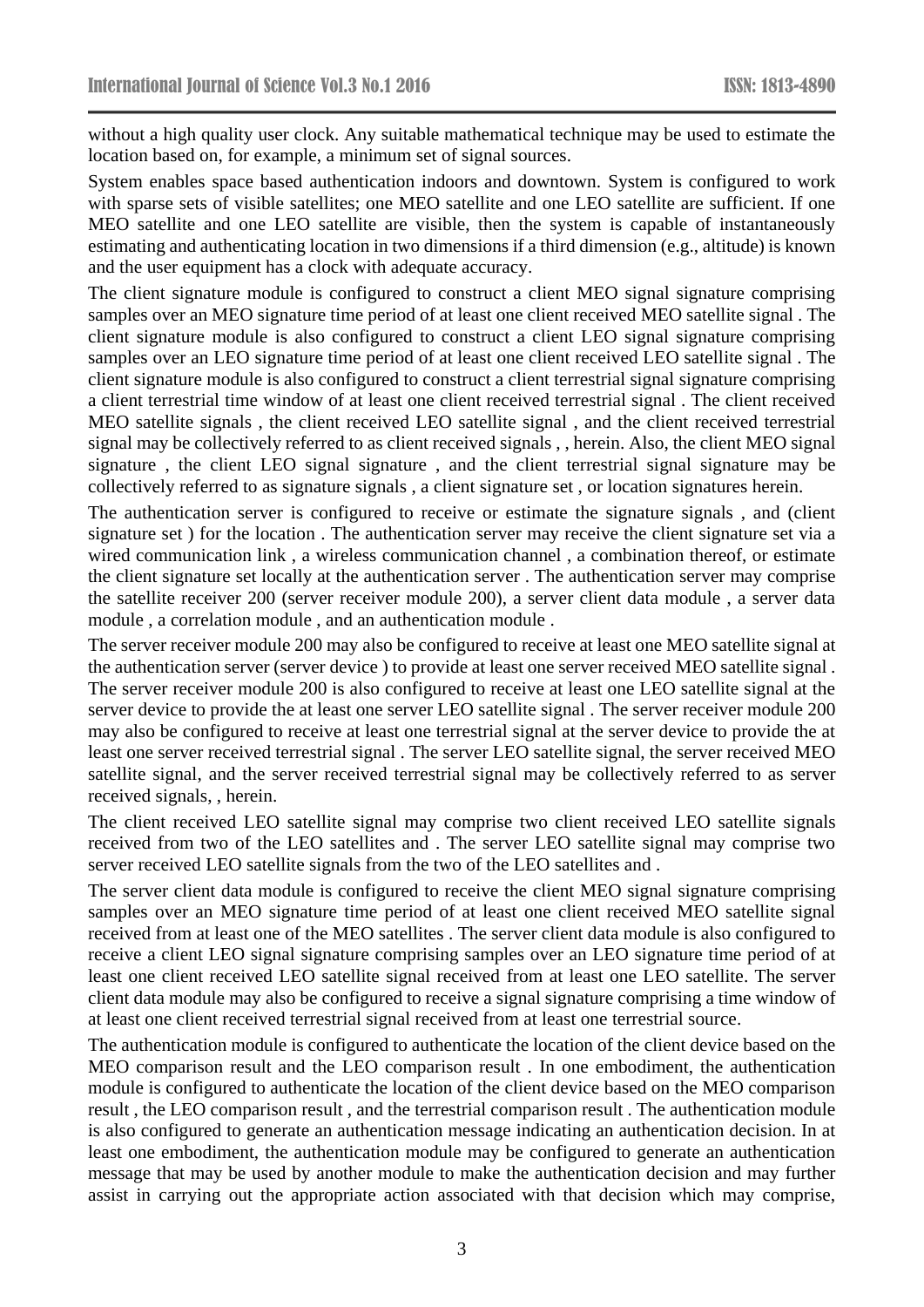without a high quality user clock. Any suitable mathematical technique may be used to estimate the location based on, for example, a minimum set of signal sources.

System enables space based authentication indoors and downtown. System is configured to work with sparse sets of visible satellites; one MEO satellite and one LEO satellite are sufficient. If one MEO satellite and one LEO satellite are visible, then the system is capable of instantaneously estimating and authenticating location in two dimensions if a third dimension (e.g., altitude) is known and the user equipment has a clock with adequate accuracy.

The client signature module is configured to construct a client MEO signal signature comprising samples over an MEO signature time period of at least one client received MEO satellite signal . The client signature module is also configured to construct a client LEO signal signature comprising samples over an LEO signature time period of at least one client received LEO satellite signal . The client signature module is also configured to construct a client terrestrial signal signature comprising a client terrestrial time window of at least one client received terrestrial signal . The client received MEO satellite signals , the client received LEO satellite signal , and the client received terrestrial signal may be collectively referred to as client received signals , , herein. Also, the client MEO signal signature , the client LEO signal signature , and the client terrestrial signal signature may be collectively referred to as signature signals , a client signature set , or location signatures herein.

The authentication server is configured to receive or estimate the signature signals , and (client signature set ) for the location . The authentication server may receive the client signature set via a wired communication link , a wireless communication channel , a combination thereof, or estimate the client signature set locally at the authentication server . The authentication server may comprise the satellite receiver 200 (server receiver module 200), a server client data module , a server data module , a correlation module , and an authentication module .

The server receiver module 200 may also be configured to receive at least one MEO satellite signal at the authentication server (server device ) to provide at least one server received MEO satellite signal . The server receiver module 200 is also configured to receive at least one LEO satellite signal at the server device to provide the at least one server LEO satellite signal . The server receiver module 200 may also be configured to receive at least one terrestrial signal at the server device to provide the at least one server received terrestrial signal . The server LEO satellite signal, the server received MEO satellite signal, and the server received terrestrial signal may be collectively referred to as server received signals, , herein.

The client received LEO satellite signal may comprise two client received LEO satellite signals received from two of the LEO satellites and . The server LEO satellite signal may comprise two server received LEO satellite signals from the two of the LEO satellites and .

The server client data module is configured to receive the client MEO signal signature comprising samples over an MEO signature time period of at least one client received MEO satellite signal received from at least one of the MEO satellites . The server client data module is also configured to receive a client LEO signal signature comprising samples over an LEO signature time period of at least one client received LEO satellite signal received from at least one LEO satellite. The server client data module may also be configured to receive a signal signature comprising a time window of at least one client received terrestrial signal received from at least one terrestrial source.

The authentication module is configured to authenticate the location of the client device based on the MEO comparison result and the LEO comparison result . In one embodiment, the authentication module is configured to authenticate the location of the client device based on the MEO comparison result , the LEO comparison result , and the terrestrial comparison result . The authentication module is also configured to generate an authentication message indicating an authentication decision. In at least one embodiment, the authentication module may be configured to generate an authentication message that may be used by another module to make the authentication decision and may further assist in carrying out the appropriate action associated with that decision which may comprise,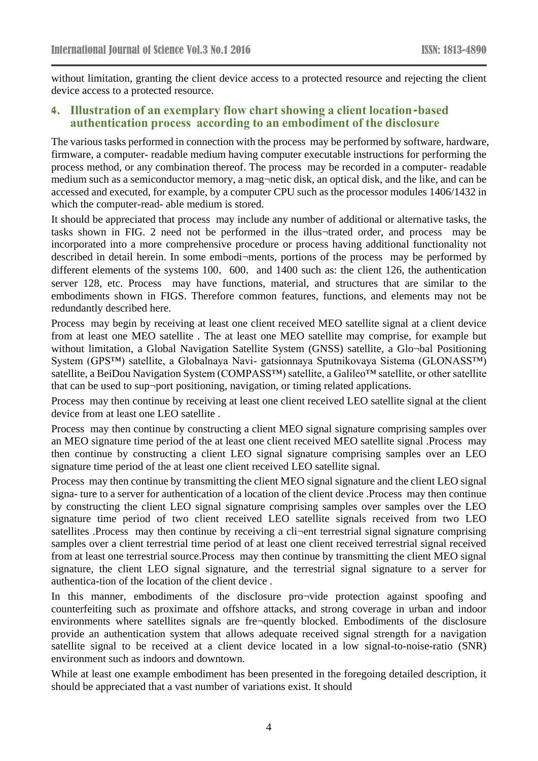without limitation, granting the client device access to a protected resource and rejecting the client device access to a protected resource.

## 4. Illustration of an exemplary flow chart showing a client location-based authentication process according to an embodiment of the disclosure

The various tasks performed in connection with the process may be performed by software, hardware, firmware, a computer- readable medium having computer executable instructions for performing the process method, or any combination thereof. The process may be recorded in a computer- readable medium such as a semiconductor memory, a mag¬netic disk, an optical disk, and the like, and can be accessed and executed, for example, by a computer CPU such as the processor modules 1406/1432 in which the computer-read- able medium is stored.

It should be appreciated that process may include any number of additional or alternative tasks, the tasks shown in FIG. 2 need not be performed in the illus¬trated order, and process may be incorporated into a more comprehensive procedure or process having additional functionality not described in detail herein. In some embodi¬ments, portions of the process may be performed by different elements of the systems 100, 600, and 1400 such as: the client 126, the authentication server 128, etc. Process may have functions, material, and structures that are similar to the embodiments shown in FIGS. Therefore common features, functions, and elements may not be redundantly described here.

Process may begin by receiving at least one client received MEO satellite signal at a client device from at least one MEO satellite . The at least one MEO satellite may comprise, for example but without limitation, a Global Navigation Satellite System (GNSS) satellite, a Glo¬bal Positioning System (GPS™) satellite, a Globalnaya Navi- gatsionnaya Sputnikovaya Sistema (GLONASS™) satellite, a BeiDou Navigation System (COMPASS™) satellite, a Galileo™ satellite, or other satellite that can be used to sup¬port positioning, navigation, or timing related applications.

Process may then continue by receiving at least one client received LEO satellite signal at the client device from at least one LEO satellite .

Process may then continue by constructing a client MEO signal signature comprising samples over an MEO signature time period of the at least one client received MEO satellite signal .Process may then continue by constructing a client LEO signal signature comprising samples over an LEO signature time period of the at least one client received LEO satellite signal.

Process may then continue by transmitting the client MEO signal signature and the client LEO signal signa- ture to a server for authentication of a location of the client device .Process may then continue by constructing the client LEO signal signature comprising samples over samples over the LEO signature time period of two client received LEO satellite signals received from two LEO satellites .Process may then continue by receiving a cli¬ent terrestrial signal signature comprising samples over a client terrestrial time period of at least one client received terrestrial signal received from at least one terrestrial source.Process may then continue by transmitting the client MEO signal signature, the client LEO signal signature, and the terrestrial signal signature to a server for authentica-tion of the location of the client device .

In this manner, embodiments of the disclosure pro¬vide protection against spoofing and counterfeiting such as proximate and offshore attacks, and strong coverage in urban and indoor environments where satellites signals are fre¬quently blocked. Embodiments of the disclosure provide an authentication system that allows adequate received signal strength for a navigation satellite signal to be received at a client device located in a low signal-to-noise-ratio (SNR) environment such as indoors and downtown.

While at least one example embodiment has been presented in the foregoing detailed description, it should be appreciated that a vast number of variations exist. It should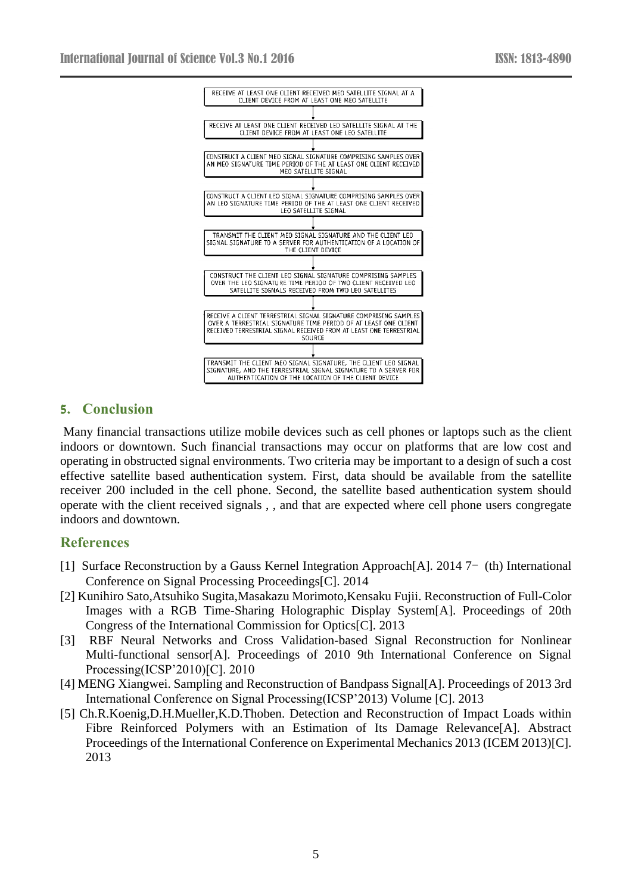RECEIVE AT LEAST ONE CLIENT RECEIVED MEO SATELLITE SIGNAL AT A CLIENT DEVICE FROM AT LEAST ONE MEO SATELLITE

RECEIVE AT LEAST ONE CLIENT RECEIVED LEO SATELLITE SIGNAL AT THE CLIENT DEVICE FROM AT LEAST ONE LEO SATELLITE

CONSTRUCT A CLIENT MEO SIGNAL SIGNATURE COMPRISING SAMPLES OVER AN MEO SIGNATURE TIME PERIOD OF THE AT LEAST ONE CLIENT RECEIVED MEO SATELLITE SIGNAL

CONSTRUCT A CLIENT LEO SIGNAL SIGNATURE COMPRISING SAMPLES OVER AN LEO SIGNATURE TIME PERIOD OF THE AT LEAST ONE CLIENT RECEIVED LEO SATELLITE SIGNAL

TRANSMIT THE CLIENT MEO SIGNAL SIGNATURE AND THE CLIENT LEO SIGNAL SIGNATURE TO A SERVER FOR AUTHENTICATION OF A LOCATION OF THE CLIENT DEVICE

CONSTRUCT THE CLIENT LEO SIGNAL SIGNATURE COMPRISING SAMPLES OVER THE LEO SIGNATURE TIME PERIOD OF TWO CLIENT RECEIVED LEO SATELLITE SIGNALS RECEIVED FROM TWO LEO SATELLITES

RECEIVE A CLIENT TERRESTRIAL SIGNAL SIGNATURE COMPRISING SAMPLES OVER A TERRESTRIAL SIGNATURE TIME PERIOD OF AT LEAST ONE CLIENT RECEIVED TERRESTRIAL SIGNAL RECEIVED FROM AT LEAST ONE TERRESTRIAL SOURCE

TRANSMIT THE CLIENT MEO SIGNAL SIGNATURE, THE CLIENT LEO SIGNAL SIGNATURE, AND THE TERRESTRIAL SIGNAL SIGNATURE TO A SERVER FOR AUTHENTICATION OF THE LOCATION OF THE CLIENT DEVICE

## 5. Conclusion

Many financial transactions utilize mobile devices such as cell phones or laptops such as the client indoors or downtown. Such financial transactions may occur on platforms that are low cost and operating in obstructed signal environments. Two criteria may be important to a design of such a cost effective satellite based authentication system. First, data should be available from the satellite receiver 200 included in the cell phone. Second, the satellite based authentication system should operate with the client received signals , , and that are expected where cell phone users congregate indoors and downtown.

## References

[1] Surface Reconstruction by a Gauss Kernel Integration Approach[A]. 2014 7– (th) International Conference on Signal Processing Proceedings[C]. 2014

[2] Kunihiro Sato,Atsuhiko Sugita,Masakazu Morimoto,Kensaku Fujii. Reconstruction of Full-Color Images with a RGB Time-Sharing Holographic Display System[A]. Proceedings of 20th Congress of the International Commission for Optics[C]. 2013

[3] RBF Neural Networks and Cross Validation-based Signal Reconstruction for Nonlinear Multi-functional sensor[A]. Proceedings of 2010 9th International Conference on Signal Processing(ICSP'2010)[C]. 2010

[4] MENG Xiangwei. Sampling and Reconstruction of Bandpass Signal[A]. Proceedings of 2013 3rd International Conference on Signal Processing(ICSP'2013) Volume [C]. 2013

[5] Ch.R.Koenig,D.H.Mueller,K.D.Thoben. Detection and Reconstruction of Impact Loads within Fibre Reinforced Polymers with an Estimation of Its Damage Relevance[A]. Abstract Proceedings of the International Conference on Experimental Mechanics 2013 (ICEM 2013)[C]. 2013